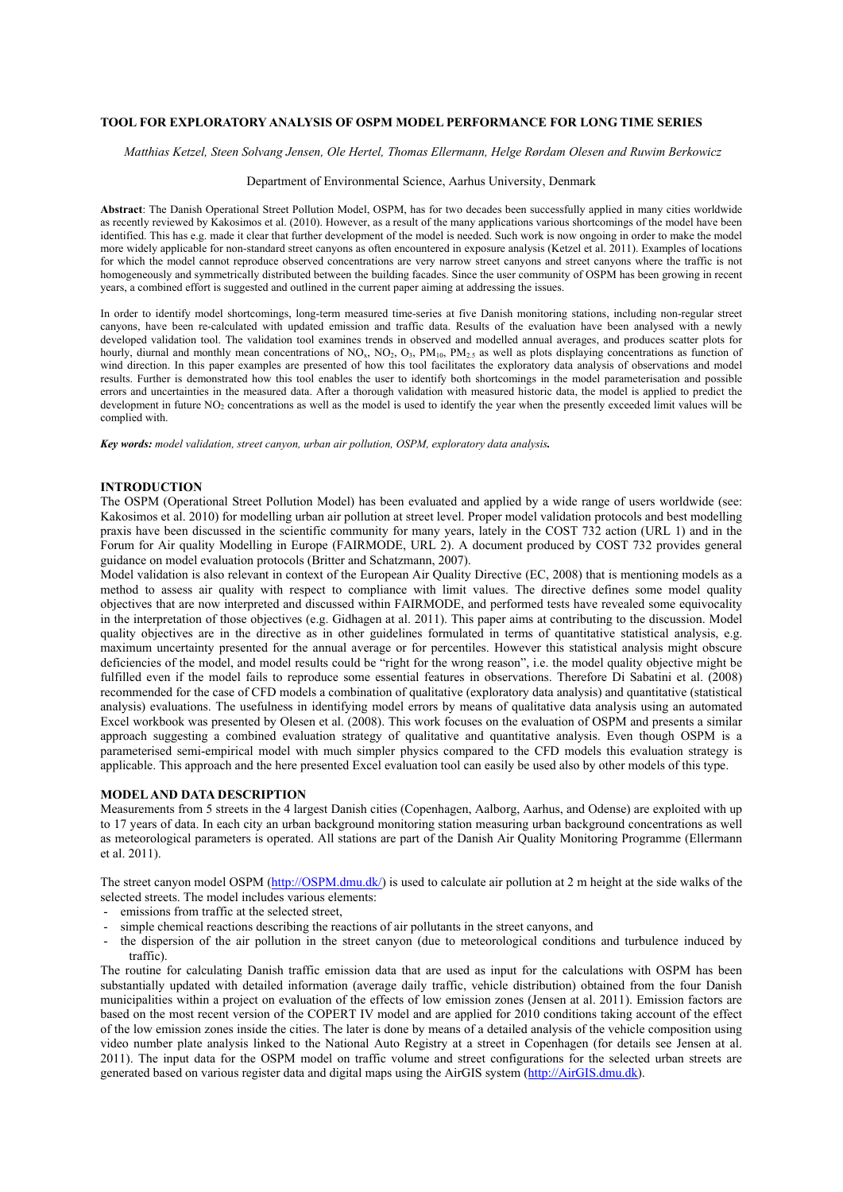# TOOL FOR EXPLORATORY ANALYSIS OF OSPM MODEL PERFORMANCE FOR LONG TIME SERIES

*Matthias Ketzel, Steen Solvang Jensen, Ole Hertel, Thomas Ellermann, Helge Rørdam Olesen and Ruwim Berkowicz*

Department of Environmental Science, Aarhus University, Denmark

**Abstract**: The Danish Operational Street Pollution Model, OSPM, has for two decades been successfully applied in many cities worldwide as recently reviewed by Kakosimos et al. (2010). However, as a result of the many applications various shortcomings of the model have been identified. This has e.g. made it clear that further development of the model is needed. Such work is now ongoing in order to make the model more widely applicable for non-standard street canyons as often encountered in exposure analysis (Ketzel et al. 2011). Examples of locations for which the model cannot reproduce observed concentrations are very narrow street canyons and street canyons where the traffic is not homogeneously and symmetrically distributed between the building facades. Since the user community of OSPM has been growing in recent years, a combined effort is suggested and outlined in the current paper aiming at addressing the issues.

In order to identify model shortcomings, long-term measured time-series at five Danish monitoring stations, including non-regular street canyons, have been re-calculated with updated emission and traffic data. Results of the evaluation have been analysed with a newly developed validation tool. The validation tool examines trends in observed and modelled annual averages, and produces scatter plots for hourly, diurnal and monthly mean concentrations of $NO_x$, $NO_2$, $O_3$, $PM_{10}$, $PM_{2.5}$ as well as plots displaying concentrations as function of wind direction. In this paper examples are presented of how this tool facilitates the exploratory data analysis of observations and model results. Further is demonstrated how this tool enables the user to identify both shortcomings in the model parameterisation and possible errors and uncertainties in the measured data. After a thorough validation with measured historic data, the model is applied to predict the development in future $NO_2$ concentrations as well as the model is used to identify the year when the presently exceeded limit values will be complied with.

***Key words:*** *model validation, street canyon, urban air pollution, OSPM, exploratory data analysis.*

## INTRODUCTION

The OSPM (Operational Street Pollution Model) has been evaluated and applied by a wide range of users worldwide (see: Kakosimos et al. 2010) for modelling urban air pollution at street level. Proper model validation protocols and best modelling praxis have been discussed in the scientific community for many years, lately in the COST 732 action (URL 1) and in the Forum for Air quality Modelling in Europe (FAIRMODE, URL 2). A document produced by COST 732 provides general guidance on model evaluation protocols (Britter and Schatzmann, 2007).

Model validation is also relevant in context of the European Air Quality Directive (EC, 2008) that is mentioning models as a method to assess air quality with respect to compliance with limit values. The directive defines some model quality objectives that are now interpreted and discussed within FAIRMODE, and performed tests have revealed some equivocality in the interpretation of those objectives (e.g. Gidhagen at al. 2011). This paper aims at contributing to the discussion. Model quality objectives are in the directive as in other guidelines formulated in terms of quantitative statistical analysis, e.g. maximum uncertainty presented for the annual average or for percentiles. However this statistical analysis might obscure deficiencies of the model, and model results could be "right for the wrong reason", i.e. the model quality objective might be fulfilled even if the model fails to reproduce some essential features in observations. Therefore Di Sabatini et al. (2008) recommended for the case of CFD models a combination of qualitative (exploratory data analysis) and quantitative (statistical analysis) evaluations. The usefulness in identifying model errors by means of qualitative data analysis using an automated Excel workbook was presented by Olesen et al. (2008). This work focuses on the evaluation of OSPM and presents a similar approach suggesting a combined evaluation strategy of qualitative and quantitative analysis. Even though OSPM is a parameterised semi-empirical model with much simpler physics compared to the CFD models this evaluation strategy is applicable. This approach and the here presented Excel evaluation tool can easily be used also by other models of this type.

## MODEL AND DATA DESCRIPTION

Measurements from 5 streets in the 4 largest Danish cities (Copenhagen, Aalborg, Aarhus, and Odense) are exploited with up to 17 years of data. In each city an urban background monitoring station measuring urban background concentrations as well as meteorological parameters is operated. All stations are part of the Danish Air Quality Monitoring Programme (Ellermann et al. 2011).

The street canyon model OSPM (http://OSPM.dmu.dk/) is used to calculate air pollution at 2 m height at the side walks of the selected streets. The model includes various elements:

- emissions from traffic at the selected street,
- simple chemical reactions describing the reactions of air pollutants in the street canyons, and
- the dispersion of the air pollution in the street canyon (due to meteorological conditions and turbulence induced by traffic).

The routine for calculating Danish traffic emission data that are used as input for the calculations with OSPM has been substantially updated with detailed information (average daily traffic, vehicle distribution) obtained from the four Danish municipalities within a project on evaluation of the effects of low emission zones (Jensen at al. 2011). Emission factors are based on the most recent version of the COPERT IV model and are applied for 2010 conditions taking account of the effect of the low emission zones inside the cities. The later is done by means of a detailed analysis of the vehicle composition using video number plate analysis linked to the National Auto Registry at a street in Copenhagen (for details see Jensen at al. 2011). The input data for the OSPM model on traffic volume and street configurations for the selected urban streets are generated based on various register data and digital maps using the AirGIS system (http://AirGIS.dmu.dk).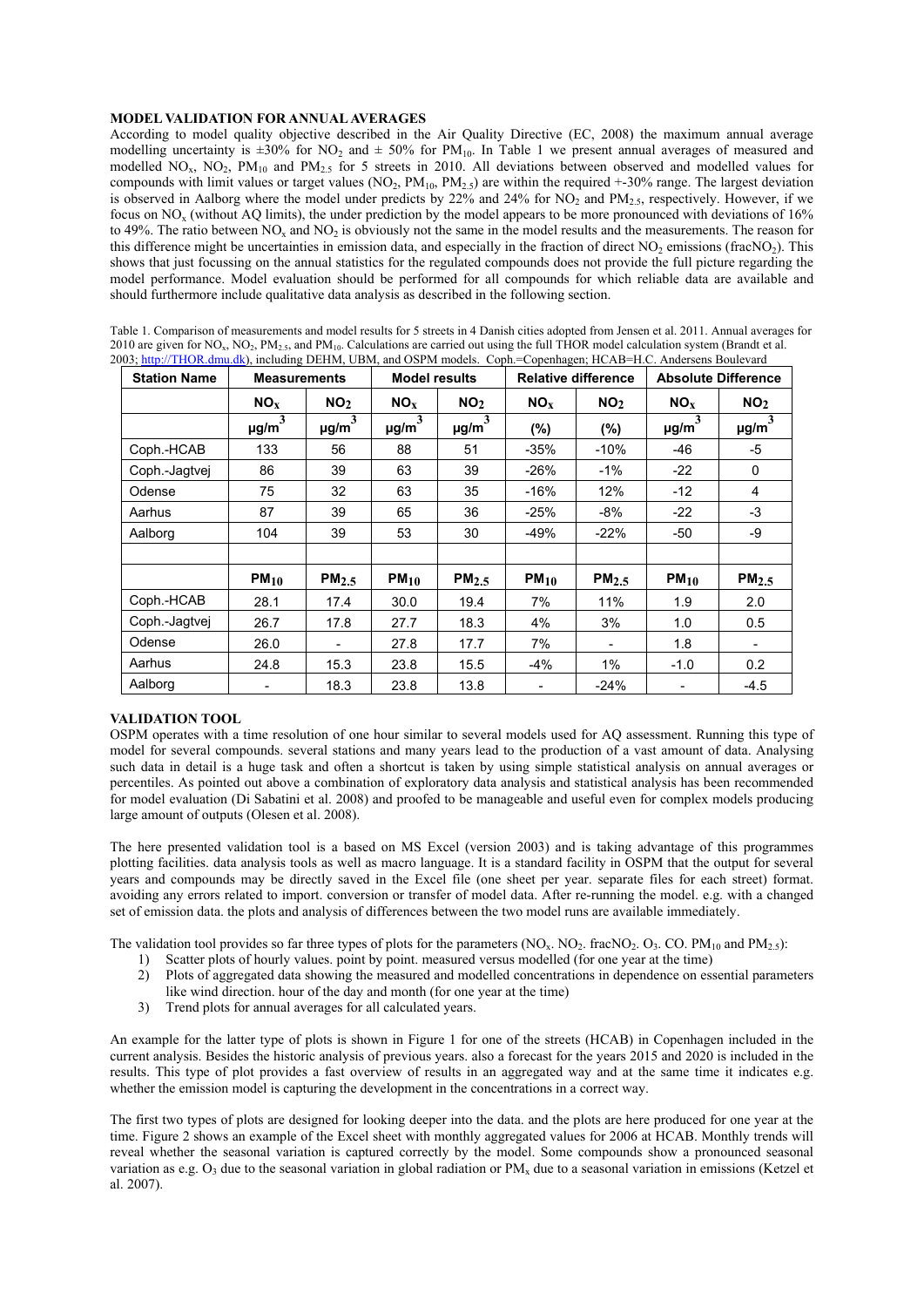## MODEL VALIDATION FOR ANNUAL AVERAGES

According to model quality objective described in the Air Quality Directive (EC, 2008) the maximum annual average modelling uncertainty is ±30% for $NO_2$ and ± 50% for $PM_{10}$. In Table 1 we present annual averages of measured and modelled $NO_x$, $NO_2$, $PM_{10}$ and $PM_{2.5}$ for 5 streets in 2010. All deviations between observed and modelled values for compounds with limit values or target values ($NO_2$, $PM_{10}$, $PM_{2.5}$) are within the required +-30% range. The largest deviation is observed in Aalborg where the model under predicts by 22% and 24% for $NO_2$ and $PM_{2.5}$, respectively. However, if we focus on $NO_x$ (without AQ limits), the under prediction by the model appears to be more pronounced with deviations of 16% to 49%. The ratio between $NO_x$ and $NO_2$ is obviously not the same in the model results and the measurements. The reason for this difference might be uncertainties in emission data, and especially in the fraction of direct $NO_2$ emissions (frac$NO_2$). This shows that just focussing on the annual statistics for the regulated compounds does not provide the full picture regarding the model performance. Model evaluation should be performed for all compounds for which reliable data are available and should furthermore include qualitative data analysis as described in the following section.

Table 1. Comparison of measurements and model results for 5 streets in 4 Danish cities adopted from Jensen et al. 2011. Annual averages for 2010 are given for $NO_x$, $NO_2$, $PM_{2.5}$, and $PM_{10}$. Calculations are carried out using the full THOR model calculation system (Brandt et al. 2003; http://THOR.dmu.dk), including DEHM, UBM, and OSPM models. Coph.=Copenhagen; HCAB=H.C. Andersens Boulevard

| Station Name | Measurements | | Model results | | Relative difference | | Absolute Difference | |
|---|---|---|---|---|---|---|---|---|
| | $NO_x$ | $NO_2$ | $NO_x$ | $NO_2$ | $NO_x$ | $NO_2$ | $NO_x$ | $NO_2$ |
| | $\mu g/m^3$ | $\mu g/m^3$ | $\mu g/m^3$ | $\mu g/m^3$ | (%) | (%) | $\mu g/m^3$ | $\mu g/m^3$ |
| Coph.-HCAB | 133 | 56 | 88 | 51 | -35% | -10% | -46 | -5 |
| Coph.-Jagtvej | 86 | 39 | 63 | 39 | -26% | -1% | -22 | 0 |
| Odense | 75 | 32 | 63 | 35 | -16% | 12% | -12 | 4 |
| Aarhus | 87 | 39 | 65 | 36 | -25% | -8% | -22 | -3 |
| Aalborg | 104 | 39 | 53 | 30 | -49% | -22% | -50 | -9 |
| | | | | | | | | |
| | $PM_{10}$ | $PM_{2.5}$ | $PM_{10}$ | $PM_{2.5}$ | $PM_{10}$ | $PM_{2.5}$ | $PM_{10}$ | $PM_{2.5}$ |
| Coph.-HCAB | 28.1 | 17.4 | 30.0 | 19.4 | 7% | 11% | 1.9 | 2.0 |
| Coph.-Jagtvej | 26.7 | 17.8 | 27.7 | 18.3 | 4% | 3% | 1.0 | 0.5 |
| Odense | 26.0 | - | 27.8 | 17.7 | 7% | - | 1.8 | - |
| Aarhus | 24.8 | 15.3 | 23.8 | 15.5 | -4% | 1% | -1.0 | 0.2 |
| Aalborg | - | 18.3 | 23.8 | 13.8 | - | -24% | - | -4.5 |

## VALIDATION TOOL

OSPM operates with a time resolution of one hour similar to several models used for AQ assessment. Running this type of model for several compounds. several stations and many years lead to the production of a vast amount of data. Analysing such data in detail is a huge task and often a shortcut is taken by using simple statistical analysis on annual averages or percentiles. As pointed out above a combination of exploratory data analysis and statistical analysis has been recommended for model evaluation (Di Sabatini et al. 2008) and proofed to be manageable and useful even for complex models producing large amount of outputs (Olesen et al. 2008).

The here presented validation tool is a based on MS Excel (version 2003) and is taking advantage of this programmes plotting facilities. data analysis tools as well as macro language. It is a standard facility in OSPM that the output for several years and compounds may be directly saved in the Excel file (one sheet per year. separate files for each street) format. avoiding any errors related to import. conversion or transfer of model data. After re-running the model. e.g. with a changed set of emission data. the plots and analysis of differences between the two model runs are available immediately.

The validation tool provides so far three types of plots for the parameters ($NO_x$. $NO_2$. frac$NO_2$. $O_3$. CO. $PM_{10}$ and $PM_{2.5}$):

1) Scatter plots of hourly values. point by point. measured versus modelled (for one year at the time)
2) Plots of aggregated data showing the measured and modelled concentrations in dependence on essential parameters like wind direction. hour of the day and month (for one year at the time)
3) Trend plots for annual averages for all calculated years.

An example for the latter type of plots is shown in Figure 1 for one of the streets (HCAB) in Copenhagen included in the current analysis. Besides the historic analysis of previous years. also a forecast for the years 2015 and 2020 is included in the results. This type of plot provides a fast overview of results in an aggregated way and at the same time it indicates e.g. whether the emission model is capturing the development in the concentrations in a correct way.

The first two types of plots are designed for looking deeper into the data. and the plots are here produced for one year at the time. Figure 2 shows an example of the Excel sheet with monthly aggregated values for 2006 at HCAB. Monthly trends will reveal whether the seasonal variation is captured correctly by the model. Some compounds show a pronounced seasonal variation as e.g. $O_3$ due to the seasonal variation in global radiation or $PM_x$ due to a seasonal variation in emissions (Ketzel et al. 2007).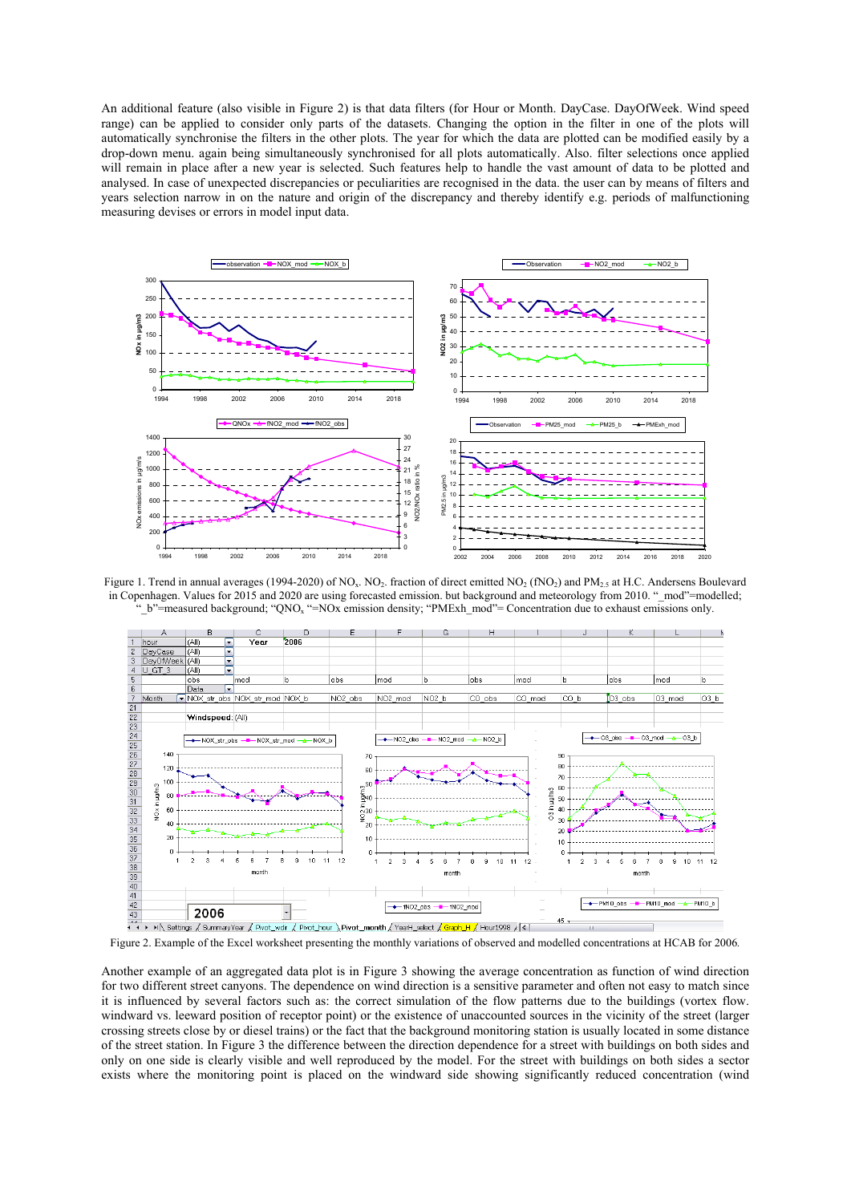An additional feature (also visible in Figure 2) is that data filters (for Hour or Month. DayCase. DayOfWeek. Wind speed range) can be applied to consider only parts of the datasets. Changing the option in the filter in one of the plots will automatically synchronise the filters in the other plots. The year for which the data are plotted can be modified easily by a drop-down menu. again being simultaneously synchronised for all plots automatically. Also. filter selections once applied will remain in place after a new year is selected. Such features help to handle the vast amount of data to be plotted and analysed. In case of unexpected discrepancies or peculiarities are recognised in the data. the user can by means of filters and years selection narrow in on the nature and origin of the discrepancy and thereby identify e.g. periods of malfunctioning measuring devises or errors in model input data.

Figure 1. Trend in annual averages (1994-2020) of $NO_x$. $NO_2$. fraction of direct emitted $NO_2$ ($fNO_2$) and $PM_{2.5}$ at H.C. Andersens Boulevard in Copenhagen. Values for 2015 and 2020 are using forecasted emission. but background and meteorology from 2010. "_mod"=modelled; "_b"=measured background; "$QNO_x$ "=NOx emission density; "PMExh_mod"= Concentration due to exhaust emissions only.

Figure 2. Example of the Excel worksheet presenting the monthly variations of observed and modelled concentrations at HCAB for 2006.

Another example of an aggregated data plot is in Figure 3 showing the average concentration as function of wind direction for two different street canyons. The dependence on wind direction is a sensitive parameter and often not easy to match since it is influenced by several factors such as: the correct simulation of the flow patterns due to the buildings (vortex flow. windward vs. leeward position of receptor point) or the existence of unaccounted sources in the vicinity of the street (larger crossing streets close by or diesel trains) or the fact that the background monitoring station is usually located in some distance of the street station. In Figure 3 the difference between the direction dependence for a street with buildings on both sides and only on one side is clearly visible and well reproduced by the model. For the street with buildings on both sides a sector exists where the monitoring point is placed on the windward side showing significantly reduced concentration (wind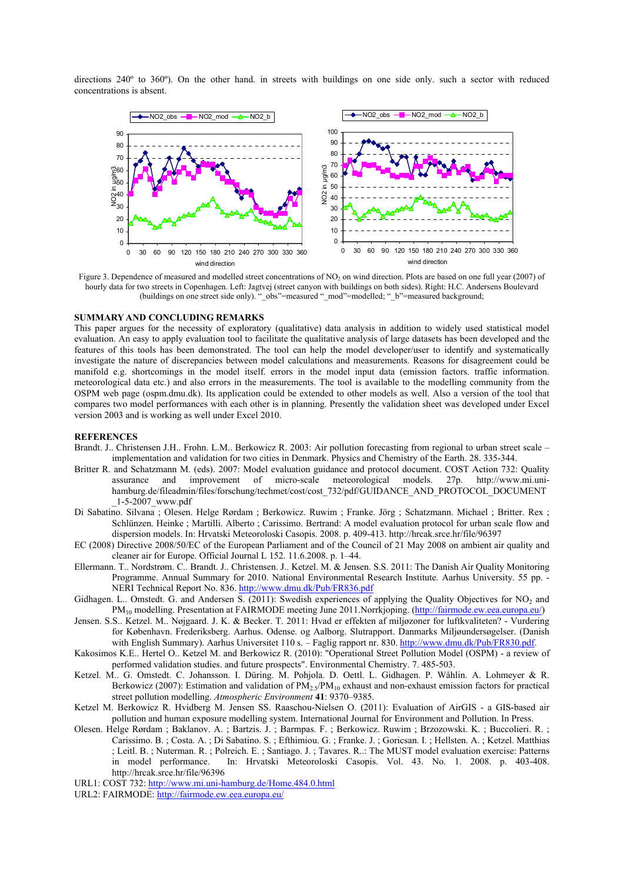directions 240º to 360º). On the other hand. in streets with buildings on one side only. such a sector with reduced concentrations is absent.

NO2_obs NO2_mod NO2_b

NO2 in µg/m3

wind direction

0 10 20 30 40 50 60 70 80 90

0 30 60 90 120 150 180 210 240 270 300 330 360

NO2_obs NO2_mod NO2_b

NO2 in µg/m3

wind direction

0 10 20 30 40 50 60 70 80 90 100

0 30 60 90 120 150 180 210 240 270 300 330 360

Figure 3. Dependence of measured and modelled street concentrations of $NO_2$ on wind direction. Plots are based on one full year (2007) of hourly data for two streets in Copenhagen. Left: Jagtvej (street canyon with buildings on both sides). Right: H.C. Andersens Boulevard (buildings on one street side only). "_obs"=measured "_mod"=modelled; "_b"=measured background;

## SUMMARY AND CONCLUDING REMARKS

This paper argues for the necessity of exploratory (qualitative) data analysis in addition to widely used statistical model evaluation. An easy to apply evaluation tool to facilitate the qualitative analysis of large datasets has been developed and the features of this tools has been demonstrated. The tool can help the model developer/user to identify and systematically investigate the nature of discrepancies between model calculations and measurements. Reasons for disagreement could be manifold e.g. shortcomings in the model itself. errors in the model input data (emission factors. traffic information. meteorological data etc.) and also errors in the measurements. The tool is available to the modelling community from the OSPM web page (ospm.dmu.dk). Its application could be extended to other models as well. Also a version of the tool that compares two model performances with each other is in planning. Presently the validation sheet was developed under Excel version 2003 and is working as well under Excel 2010.

## REFERENCES

Brandt. J.. Christensen J.H.. Frohn. L.M.. Berkowicz R. 2003: Air pollution forecasting from regional to urban street scale – implementation and validation for two cities in Denmark. Physics and Chemistry of the Earth. 28. 335-344.

Britter R. and Schatzmann M. (eds). 2007: Model evaluation guidance and protocol document. COST Action 732: Quality assurance and improvement of micro-scale meteorological models. 27p. http://www.mi.uni-hamburg.de/fileadmin/files/forschung/techmet/cost/cost_732/pdf/GUIDANCE_AND_PROTOCOL_DOCUMENT_1-5-2007_www.pdf

Di Sabatino. Silvana ; Olesen. Helge Rørdam ; Berkowicz. Ruwim ; Franke. Jörg ; Schatzmann. Michael ; Britter. Rex ; Schlünzen. Heinke ; Martilli. Alberto ; Carissimo. Bertrand: A model evaluation protocol for urban scale flow and dispersion models. In: Hrvatski Meteoroloski Casopis. 2008. p. 409-413. http://hrcak.srce.hr/file/96397

EC (2008) Directive 2008/50/EC of the European Parliament and of the Council of 21 May 2008 on ambient air quality and cleaner air for Europe. Official Journal L 152. 11.6.2008. p. 1–44.

Ellermann. T.. Nordstrøm. C.. Brandt. J.. Christensen. J.. Ketzel. M. & Jensen. S.S. 2011: The Danish Air Quality Monitoring Programme. Annual Summary for 2010. National Environmental Research Institute. Aarhus University. 55 pp. - NERI Technical Report No. 836. http://www.dmu.dk/Pub/FR836.pdf

Gidhagen. L.. Omstedt. G. and Andersen S. (2011): Swedish experiences of applying the Quality Objectives for $NO_2$ and $PM_{10}$ modelling. Presentation at FAIRMODE meeting June 2011.Norrkjoping. (http://fairmode.ew.eea.europa.eu/)

Jensen. S.S.. Ketzel. M.. Nøjgaard. J. K. & Becker. T. 2011: Hvad er effekten af miljøzoner for luftkvaliteten? - Vurdering for København. Frederiksberg. Aarhus. Odense. og Aalborg. Slutrapport. Danmarks Miljøundersøgelser. (Danish with English Summary). Aarhus Universitet 110 s. – Faglig rapport nr. 830. http://www.dmu.dk/Pub/FR830.pdf.

Kakosimos K.E.. Hertel O.. Ketzel M. and Berkowicz R. (2010): "Operational Street Pollution Model (OSPM) - a review of performed validation studies. and future prospects". Environmental Chemistry. 7. 485-503.

Ketzel. M.. G. Omstedt. C. Johansson. I. Düring. M. Pohjola. D. Oettl. L. Gidhagen. P. Wåhlin. A. Lohmeyer & R. Berkowicz (2007): Estimation and validation of $PM_{2.5}/PM_{10}$ exhaust and non-exhaust emission factors for practical street pollution modelling. *Atmospheric Environment* **41**: 9370–9385.

Ketzel M. Berkowicz R. Hvidberg M. Jensen SS. Raaschou-Nielsen O. (2011): Evaluation of AirGIS - a GIS-based air pollution and human exposure modelling system. International Journal for Environment and Pollution. In Press.

Olesen. Helge Rørdam ; Baklanov. A. ; Bartzis. J. ; Barmpas. F. ; Berkowicz. Ruwim ; Brzozowski. K. ; Buccolieri. R. ; Carissimo. B. ; Costa. A. ; Di Sabatino. S. ; Efthimiou. G. ; Franke. J. ; Goricsan. I. ; Hellsten. A. ; Ketzel. Matthias ; Leitl. B. ; Nuterman. R. ; Polreich. E. ; Santiago. J. ; Tavares. R..: The MUST model evaluation exercise: Patterns in model performance. In: Hrvatski Meteoroloski Casopis. Vol. 43. No. 1. 2008. p. 403-408. http://hrcak.srce.hr/file/96396

URL1: COST 732: http://www.mi.uni-hamburg.de/Home.484.0.html

URL2: FAIRMODE: http://fairmode.ew.eea.europa.eu/